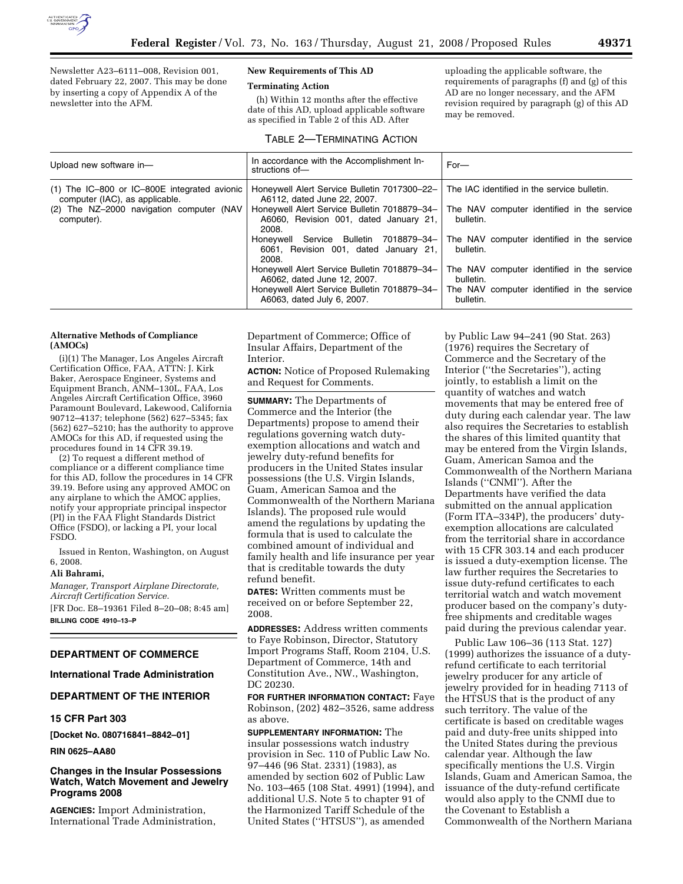Newsletter A23–6111–008, Revision 001, dated February 22, 2007. This may be done by inserting a copy of Appendix A of the newsletter into the AFM.

**New Requirements of This AD**

**Terminating Action**

(h) Within 12 months after the effective date of this AD, upload applicable software as specified in Table 2 of this AD. After uploading the applicable software, the requirements of paragraphs (f) and (g) of this AD are no longer necessary, and the AFM revision required by paragraph (g) of this AD may be removed.

TABLE 2—TERMINATING ACTION

| Upload new software in— | In accordance with the Accomplishment Instructions of— | For— |
|---|---|---|
| (1) The IC–800 or IC–800E integrated avionic computer (IAC), as applicable. | Honeywell Alert Service Bulletin 7017300–22–A6112, dated June 22, 2007. | The IAC identified in the service bulletin. |
| (2) The NZ–2000 navigation computer (NAV computer). | Honeywell Alert Service Bulletin 7018879–34–A6060, Revision 001, dated January 21, 2008. | The NAV computer identified in the service bulletin. |
| | Honeywell Service Bulletin 7018879–34–6061, Revision 001, dated January 21, 2008. | The NAV computer identified in the service bulletin. |
| | Honeywell Alert Service Bulletin 7018879–34–A6062, dated June 12, 2007. | The NAV computer identified in the service bulletin. |
| | Honeywell Alert Service Bulletin 7018879–34–A6063, dated July 6, 2007. | The NAV computer identified in the service bulletin. |

**Alternative Methods of Compliance (AMOCs)**

(i)(1) The Manager, Los Angeles Aircraft Certification Office, FAA, ATTN: J. Kirk Baker, Aerospace Engineer, Systems and Equipment Branch, ANM–130L, FAA, Los Angeles Aircraft Certification Office, 3960 Paramount Boulevard, Lakewood, California 90712–4137; telephone (562) 627–5345; fax (562) 627–5210; has the authority to approve AMOCs for this AD, if requested using the procedures found in 14 CFR 39.19.

(2) To request a different method of compliance or a different compliance time for this AD, follow the procedures in 14 CFR 39.19. Before using any approved AMOC on any airplane to which the AMOC applies, notify your appropriate principal inspector (PI) in the FAA Flight Standards District Office (FSDO), or lacking a PI, your local FSDO.

Issued in Renton, Washington, on August 6, 2008.

**Ali Bahrami,**

*Manager, Transport Airplane Directorate, Aircraft Certification Service.*

[FR Doc. E8–19361 Filed 8–20–08; 8:45 am]

**BILLING CODE 4910–13–P**

## DEPARTMENT OF COMMERCE

### International Trade Administration

## DEPARTMENT OF THE INTERIOR

### 15 CFR Part 303

**[Docket No. 080716841–8842–01]**

**RIN 0625–AA80**

### Changes in the Insular Possessions Watch, Watch Movement and Jewelry Programs 2008

**AGENCIES:** Import Administration, International Trade Administration, Department of Commerce; Office of Insular Affairs, Department of the Interior.

**ACTION:** Notice of Proposed Rulemaking and Request for Comments.

**SUMMARY:** The Departments of Commerce and the Interior (the Departments) propose to amend their regulations governing watch duty-exemption allocations and watch and jewelry duty-refund benefits for producers in the United States insular possessions (the U.S. Virgin Islands, Guam, American Samoa and the Commonwealth of the Northern Mariana Islands). The proposed rule would amend the regulations by updating the formula that is used to calculate the combined amount of individual and family health and life insurance per year that is creditable towards the duty refund benefit.

**DATES:** Written comments must be received on or before September 22, 2008.

**ADDRESSES:** Address written comments to Faye Robinson, Director, Statutory Import Programs Staff, Room 2104, U.S. Department of Commerce, 14th and Constitution Ave., NW., Washington, DC 20230.

**FOR FURTHER INFORMATION CONTACT:** Faye Robinson, (202) 482–3526, same address as above.

**SUPPLEMENTARY INFORMATION:** The insular possessions watch industry provision in Sec. 110 of Public Law No. 97–446 (96 Stat. 2331) (1983), as amended by section 602 of Public Law No. 103–465 (108 Stat. 4991) (1994), and additional U.S. Note 5 to chapter 91 of the Harmonized Tariff Schedule of the United States (''HTSUS''), as amended by Public Law 94–241 (90 Stat. 263) (1976) requires the Secretary of Commerce and the Secretary of the Interior (''the Secretaries''), acting jointly, to establish a limit on the quantity of watches and watch movements that may be entered free of duty during each calendar year. The law also requires the Secretaries to establish the shares of this limited quantity that may be entered from the Virgin Islands, Guam, American Samoa and the Commonwealth of the Northern Mariana Islands (''CNMI''). After the Departments have verified the data submitted on the annual application (Form ITA–334P), the producers' duty-exemption allocations are calculated from the territorial share in accordance with 15 CFR 303.14 and each producer is issued a duty-exemption license. The law further requires the Secretaries to issue duty-refund certificates to each territorial watch and watch movement producer based on the company's duty-free shipments and creditable wages paid during the previous calendar year.

Public Law 106–36 (113 Stat. 127) (1999) authorizes the issuance of a duty-refund certificate to each territorial jewelry producer for any article of jewelry provided for in heading 7113 of the HTSUS that is the product of any such territory. The value of the certificate is based on creditable wages paid and duty-free units shipped into the United States during the previous calendar year. Although the law specifically mentions the U.S. Virgin Islands, Guam and American Samoa, the issuance of the duty-refund certificate would also apply to the CNMI due to the Covenant to Establish a Commonwealth of the Northern Mariana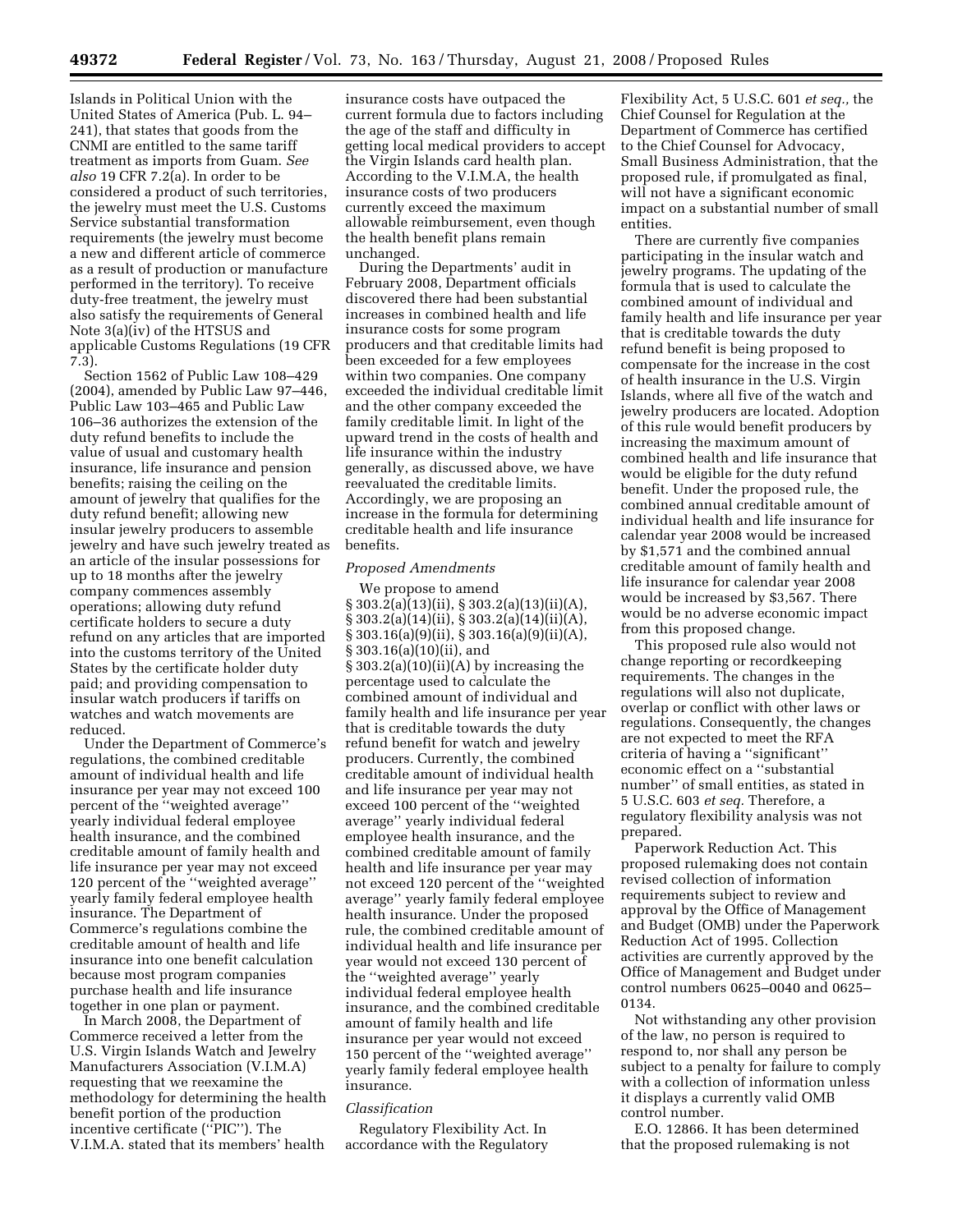Islands in Political Union with the United States of America (Pub. L. 94–241), that states that goods from the CNMI are entitled to the same tariff treatment as imports from Guam. *See also* 19 CFR 7.2(a). In order to be considered a product of such territories, the jewelry must meet the U.S. Customs Service substantial transformation requirements (the jewelry must become a new and different article of commerce as a result of production or manufacture performed in the territory). To receive duty-free treatment, the jewelry must also satisfy the requirements of General Note 3(a)(iv) of the HTSUS and applicable Customs Regulations (19 CFR 7.3).

Section 1562 of Public Law 108–429 (2004), amended by Public Law 97–446, Public Law 103–465 and Public Law 106–36 authorizes the extension of the duty refund benefits to include the value of usual and customary health insurance, life insurance and pension benefits; raising the ceiling on the amount of jewelry that qualifies for the duty refund benefit; allowing new insular jewelry producers to assemble jewelry and have such jewelry treated as an article of the insular possessions for up to 18 months after the jewelry company commences assembly operations; allowing duty refund certificate holders to secure a duty refund on any articles that are imported into the customs territory of the United States by the certificate holder duty paid; and providing compensation to insular watch producers if tariffs on watches and watch movements are reduced.

Under the Department of Commerce's regulations, the combined creditable amount of individual health and life insurance per year may not exceed 100 percent of the "weighted average" yearly individual federal employee health insurance, and the combined creditable amount of family health and life insurance per year may not exceed 120 percent of the "weighted average" yearly family federal employee health insurance. The Department of Commerce's regulations combine the creditable amount of health and life insurance into one benefit calculation because most program companies purchase health and life insurance together in one plan or payment.

In March 2008, the Department of Commerce received a letter from the U.S. Virgin Islands Watch and Jewelry Manufacturers Association (V.I.M.A) requesting that we reexamine the methodology for determining the health benefit portion of the production incentive certificate ("PIC"). The V.I.M.A. stated that its members' health insurance costs have outpaced the current formula due to factors including the age of the staff and difficulty in getting local medical providers to accept the Virgin Islands card health plan. According to the V.I.M.A, the health insurance costs of two producers currently exceed the maximum allowable reimbursement, even though the health benefit plans remain unchanged.

During the Departments' audit in February 2008, Department officials discovered there had been substantial increases in combined health and life insurance costs for some program producers and that creditable limits had been exceeded for a few employees within two companies. One company exceeded the individual creditable limit and the other company exceeded the family creditable limit. In light of the upward trend in the costs of health and life insurance within the industry generally, as discussed above, we have reevaluated the creditable limits. Accordingly, we are proposing an increase in the formula for determining creditable health and life insurance benefits.

*Proposed Amendments*

We propose to amend § 303.2(a)(13)(ii), § 303.2(a)(13)(ii)(A), § 303.2(a)(14)(ii), § 303.2(a)(14)(ii)(A), § 303.16(a)(9)(ii), § 303.16(a)(9)(ii)(A), § 303.16(a)(10)(ii), and § 303.2(a)(10)(ii)(A) by increasing the percentage used to calculate the combined amount of individual and family health and life insurance per year that is creditable towards the duty refund benefit for watch and jewelry producers. Currently, the combined creditable amount of individual health and life insurance per year may not exceed 100 percent of the "weighted average" yearly individual federal employee health insurance, and the combined creditable amount of family health and life insurance per year may not exceed 120 percent of the "weighted average" yearly family federal employee health insurance. Under the proposed rule, the combined creditable amount of individual health and life insurance per year would not exceed 130 percent of the "weighted average" yearly individual federal employee health insurance, and the combined creditable amount of family health and life insurance per year would not exceed 150 percent of the "weighted average" yearly family federal employee health insurance.

*Classification*

Regulatory Flexibility Act. In accordance with the Regulatory Flexibility Act, 5 U.S.C. 601 *et seq.,* the Chief Counsel for Regulation at the Department of Commerce has certified to the Chief Counsel for Advocacy, Small Business Administration, that the proposed rule, if promulgated as final, will not have a significant economic impact on a substantial number of small entities.

There are currently five companies participating in the insular watch and jewelry programs. The updating of the formula that is used to calculate the combined amount of individual and family health and life insurance per year that is creditable towards the duty refund benefit is being proposed to compensate for the increase in the cost of health insurance in the U.S. Virgin Islands, where all five of the watch and jewelry producers are located. Adoption of this rule would benefit producers by increasing the maximum amount of combined health and life insurance that would be eligible for the duty refund benefit. Under the proposed rule, the combined annual creditable amount of individual health and life insurance for calendar year 2008 would be increased by $1,571 and the combined annual creditable amount of family health and life insurance for calendar year 2008 would be increased by $3,567. There would be no adverse economic impact from this proposed change.

This proposed rule also would not change reporting or recordkeeping requirements. The changes in the regulations will also not duplicate, overlap or conflict with other laws or regulations. Consequently, the changes are not expected to meet the RFA criteria of having a "significant" economic effect on a "substantial number" of small entities, as stated in 5 U.S.C. 603 *et seq.* Therefore, a regulatory flexibility analysis was not prepared.

Paperwork Reduction Act. This proposed rulemaking does not contain revised collection of information requirements subject to review and approval by the Office of Management and Budget (OMB) under the Paperwork Reduction Act of 1995. Collection activities are currently approved by the Office of Management and Budget under control numbers 0625–0040 and 0625–0134.

Not withstanding any other provision of the law, no person is required to respond to, nor shall any person be subject to a penalty for failure to comply with a collection of information unless it displays a currently valid OMB control number.

E.O. 12866. It has been determined that the proposed rulemaking is not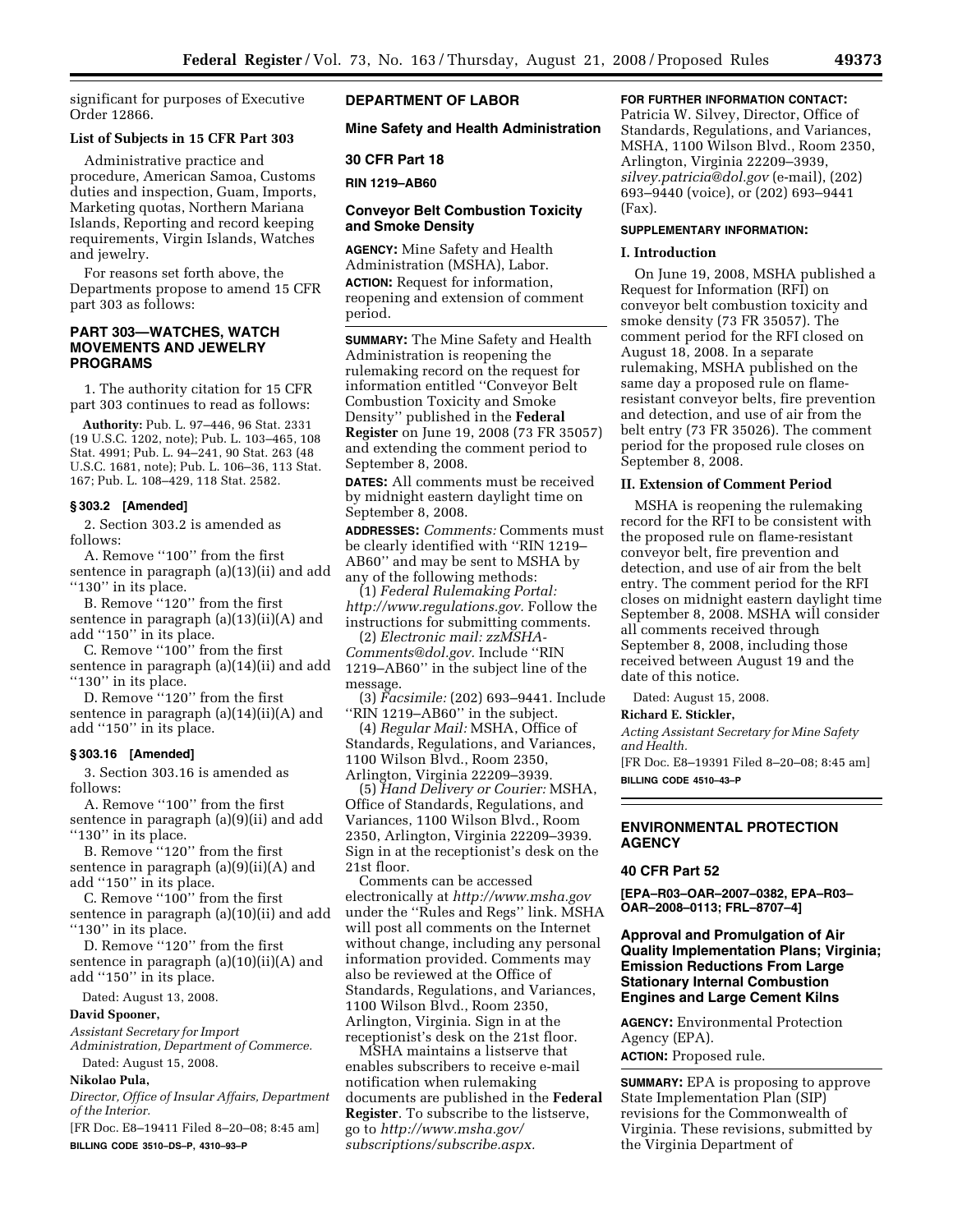significant for purposes of Executive Order 12866.

### List of Subjects in 15 CFR Part 303

Administrative practice and procedure, American Samoa, Customs duties and inspection, Guam, Imports, Marketing quotas, Northern Mariana Islands, Reporting and record keeping requirements, Virgin Islands, Watches and jewelry.

For reasons set forth above, the Departments propose to amend 15 CFR part 303 as follows:

## PART 303—WATCHES, WATCH MOVEMENTS AND JEWELRY PROGRAMS

1. The authority citation for 15 CFR part 303 continues to read as follows:

**Authority:** Pub. L. 97–446, 96 Stat. 2331 (19 U.S.C. 1202, note); Pub. L. 103–465, 108 Stat. 4991; Pub. L. 94–241, 90 Stat. 263 (48 U.S.C. 1681, note); Pub. L. 106–36, 113 Stat. 167; Pub. L. 108–429, 118 Stat. 2582.

### § 303.2 [Amended]

2. Section 303.2 is amended as follows:

A. Remove ''100'' from the first sentence in paragraph (a)(13)(ii) and add ''130'' in its place.

B. Remove ''120'' from the first sentence in paragraph (a)(13)(ii)(A) and add ''150'' in its place.

C. Remove ''100'' from the first sentence in paragraph (a)(14)(ii) and add ''130'' in its place.

D. Remove ''120'' from the first sentence in paragraph (a)(14)(ii)(A) and add ''150'' in its place.

### § 303.16 [Amended]

3. Section 303.16 is amended as follows:

A. Remove ''100'' from the first sentence in paragraph (a)(9)(ii) and add ''130'' in its place.

B. Remove ''120'' from the first sentence in paragraph (a)(9)(ii)(A) and add ''150'' in its place.

C. Remove ''100'' from the first sentence in paragraph (a)(10)(ii) and add ''130'' in its place.

D. Remove ''120'' from the first sentence in paragraph (a)(10)(ii)(A) and add ''150'' in its place.

Dated: August 13, 2008.

**David Spooner,**

*Assistant Secretary for Import Administration, Department of Commerce.*

Dated: August 15, 2008.

**Nikolao Pula,**

*Director, Office of Insular Affairs, Department of the Interior.*

[FR Doc. E8–19411 Filed 8–20–08; 8:45 am]

**BILLING CODE 3510–DS–P, 4310–93–P**

---

## DEPARTMENT OF LABOR

### Mine Safety and Health Administration

### 30 CFR Part 18

### RIN 1219–AB60

## Conveyor Belt Combustion Toxicity and Smoke Density

**AGENCY:** Mine Safety and Health Administration (MSHA), Labor.

**ACTION:** Request for information, reopening and extension of comment period.

**SUMMARY:** The Mine Safety and Health Administration is reopening the rulemaking record on the request for information entitled ''Conveyor Belt Combustion Toxicity and Smoke Density'' published in the **Federal Register** on June 19, 2008 (73 FR 35057) and extending the comment period to September 8, 2008.

**DATES:** All comments must be received by midnight eastern daylight time on September 8, 2008.

**ADDRESSES:** *Comments:* Comments must be clearly identified with ''RIN 1219–AB60'' and may be sent to MSHA by any of the following methods:

(1) *Federal Rulemaking Portal: http://www.regulations.gov.* Follow the instructions for submitting comments.

(2) *Electronic mail: zzMSHA-Comments@dol.gov.* Include ''RIN 1219–AB60'' in the subject line of the message.

(3) *Facsimile:* (202) 693–9441. Include ''RIN 1219–AB60'' in the subject.

(4) *Regular Mail:* MSHA, Office of Standards, Regulations, and Variances, 1100 Wilson Blvd., Room 2350, Arlington, Virginia 22209–3939.

(5) *Hand Delivery or Courier:* MSHA, Office of Standards, Regulations, and Variances, 1100 Wilson Blvd., Room 2350, Arlington, Virginia 22209–3939. Sign in at the receptionist's desk on the 21st floor.

Comments can be accessed electronically at *http://www.msha.gov* under the ''Rules and Regs'' link. MSHA will post all comments on the Internet without change, including any personal information provided. Comments may also be reviewed at the Office of Standards, Regulations, and Variances, 1100 Wilson Blvd., Room 2350, Arlington, Virginia. Sign in at the receptionist's desk on the 21st floor.

MSHA maintains a listserve that enables subscribers to receive e-mail notification when rulemaking documents are published in the **Federal Register**. To subscribe to the listserve, go to *http://www.msha.gov/subscriptions/subscribe.aspx.*

**FOR FURTHER INFORMATION CONTACT:** Patricia W. Silvey, Director, Office of Standards, Regulations, and Variances, MSHA, 1100 Wilson Blvd., Room 2350, Arlington, Virginia 22209–3939, *silvey.patricia@dol.gov* (e-mail), (202) 693–9440 (voice), or (202) 693–9441 (Fax).

**SUPPLEMENTARY INFORMATION:**

### I. Introduction

On June 19, 2008, MSHA published a Request for Information (RFI) on conveyor belt combustion toxicity and smoke density (73 FR 35057). The comment period for the RFI closed on August 18, 2008. In a separate rulemaking, MSHA published on the same day a proposed rule on flame-resistant conveyor belts, fire prevention and detection, and use of air from the belt entry (73 FR 35026). The comment period for the proposed rule closes on September 8, 2008.

### II. Extension of Comment Period

MSHA is reopening the rulemaking record for the RFI to be consistent with the proposed rule on flame-resistant conveyor belt, fire prevention and detection, and use of air from the belt entry. The comment period for the RFI closes on midnight eastern daylight time September 8, 2008. MSHA will consider all comments received through September 8, 2008, including those received between August 19 and the date of this notice.

Dated: August 15, 2008.

**Richard E. Stickler,**

*Acting Assistant Secretary for Mine Safety and Health.*

[FR Doc. E8–19391 Filed 8–20–08; 8:45 am]

**BILLING CODE 4510–43–P**

---

## ENVIRONMENTAL PROTECTION AGENCY

### 40 CFR Part 52

**[EPA–R03–OAR–2007–0382, EPA–R03–OAR–2008–0113; FRL–8707–4]**

## Approval and Promulgation of Air Quality Implementation Plans; Virginia; Emission Reductions From Large Stationary Internal Combustion Engines and Large Cement Kilns

**AGENCY:** Environmental Protection Agency (EPA).

**ACTION:** Proposed rule.

**SUMMARY:** EPA is proposing to approve State Implementation Plan (SIP) revisions for the Commonwealth of Virginia. These revisions, submitted by the Virginia Department of